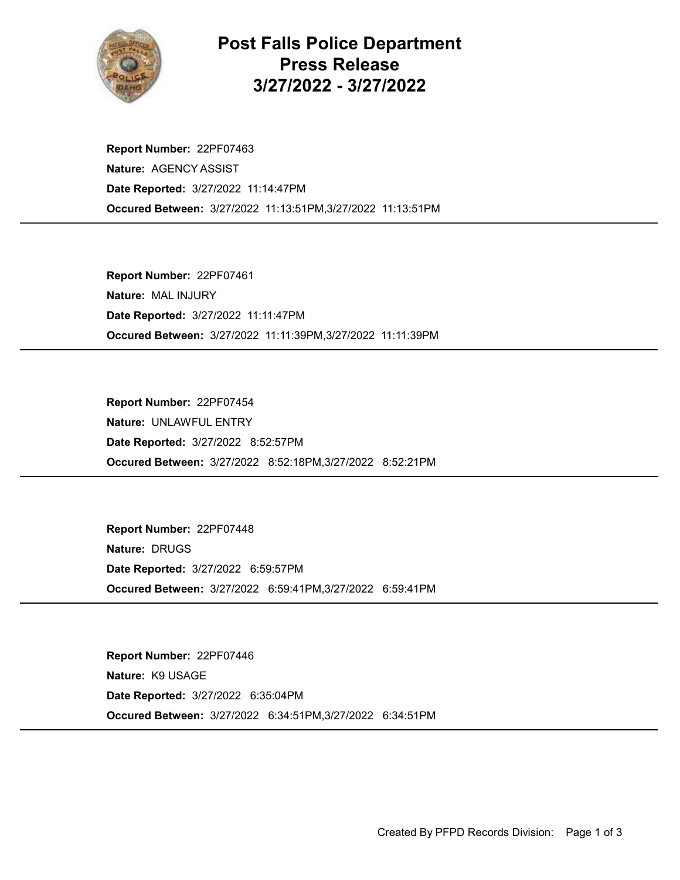# Post Falls Police Department Press Release 3/27/2022 - 3/27/2022

**Report Number:** 22PF07463
**Nature:** AGENCY ASSIST
**Date Reported:** 3/27/2022 11:14:47PM
**Occured Between:** 3/27/2022 11:13:51PM,3/27/2022 11:13:51PM

---

**Report Number:** 22PF07461
**Nature:** MAL INJURY
**Date Reported:** 3/27/2022 11:11:47PM
**Occured Between:** 3/27/2022 11:11:39PM,3/27/2022 11:11:39PM

---

**Report Number:** 22PF07454
**Nature:** UNLAWFUL ENTRY
**Date Reported:** 3/27/2022 8:52:57PM
**Occured Between:** 3/27/2022 8:52:18PM,3/27/2022 8:52:21PM

---

**Report Number:** 22PF07448
**Nature:** DRUGS
**Date Reported:** 3/27/2022 6:59:57PM
**Occured Between:** 3/27/2022 6:59:41PM,3/27/2022 6:59:41PM

---

**Report Number:** 22PF07446
**Nature:** K9 USAGE
**Date Reported:** 3/27/2022 6:35:04PM
**Occured Between:** 3/27/2022 6:34:51PM,3/27/2022 6:34:51PM

---

Created By PFPD Records Division: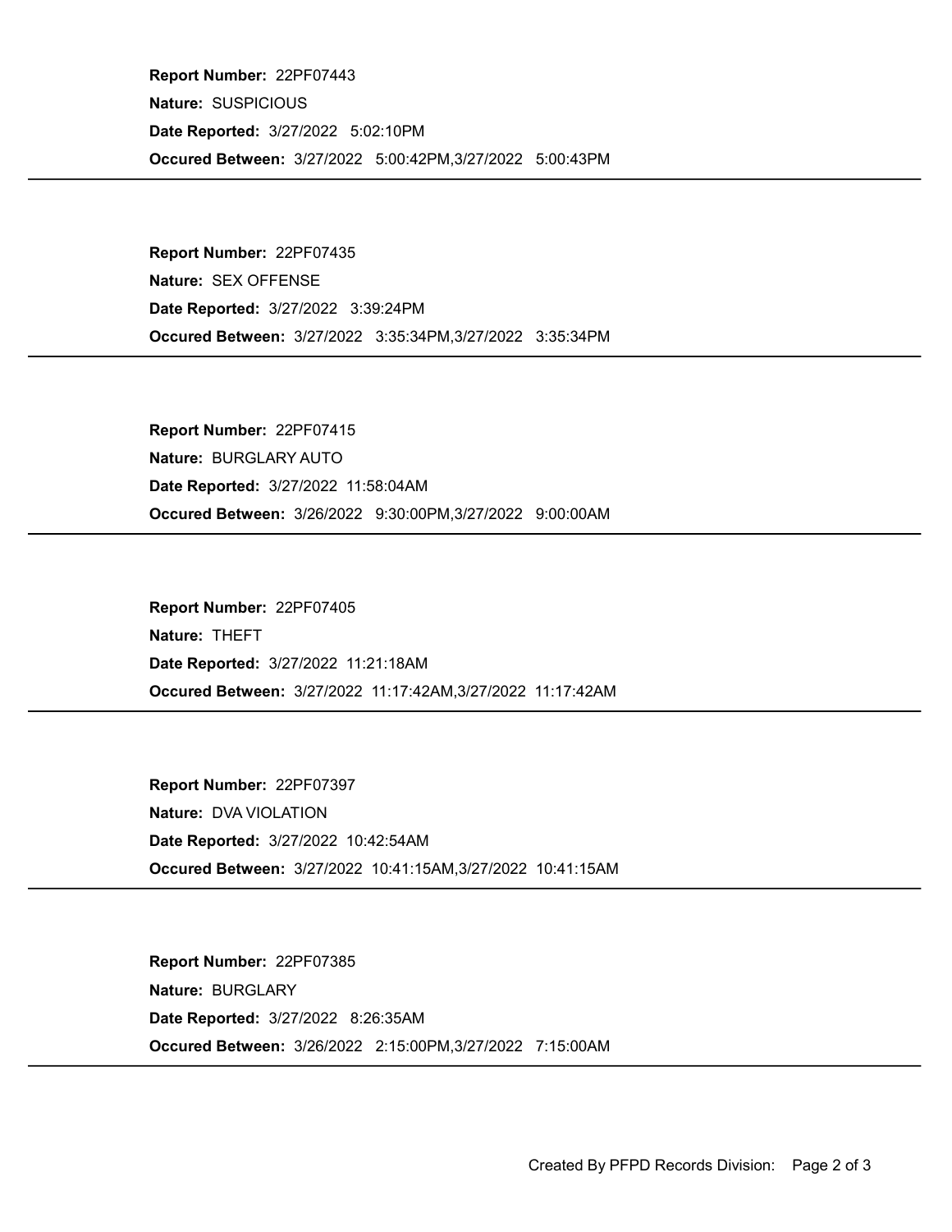**Report Number:** 22PF07443

**Nature:** SUSPICIOUS

**Date Reported:** 3/27/2022 5:02:10PM

**Occured Between:** 3/27/2022 5:00:42PM,3/27/2022 5:00:43PM

---

**Report Number:** 22PF07435

**Nature:** SEX OFFENSE

**Date Reported:** 3/27/2022 3:39:24PM

**Occured Between:** 3/27/2022 3:35:34PM,3/27/2022 3:35:34PM

---

**Report Number:** 22PF07415

**Nature:** BURGLARY AUTO

**Date Reported:** 3/27/2022 11:58:04AM

**Occured Between:** 3/26/2022 9:30:00PM,3/27/2022 9:00:00AM

---

**Report Number:** 22PF07405

**Nature:** THEFT

**Date Reported:** 3/27/2022 11:21:18AM

**Occured Between:** 3/27/2022 11:17:42AM,3/27/2022 11:17:42AM

---

**Report Number:** 22PF07397

**Nature:** DVA VIOLATION

**Date Reported:** 3/27/2022 10:42:54AM

**Occured Between:** 3/27/2022 10:41:15AM,3/27/2022 10:41:15AM

---

**Report Number:** 22PF07385

**Nature:** BURGLARY

**Date Reported:** 3/27/2022 8:26:35AM

**Occured Between:** 3/26/2022 2:15:00PM,3/27/2022 7:15:00AM

---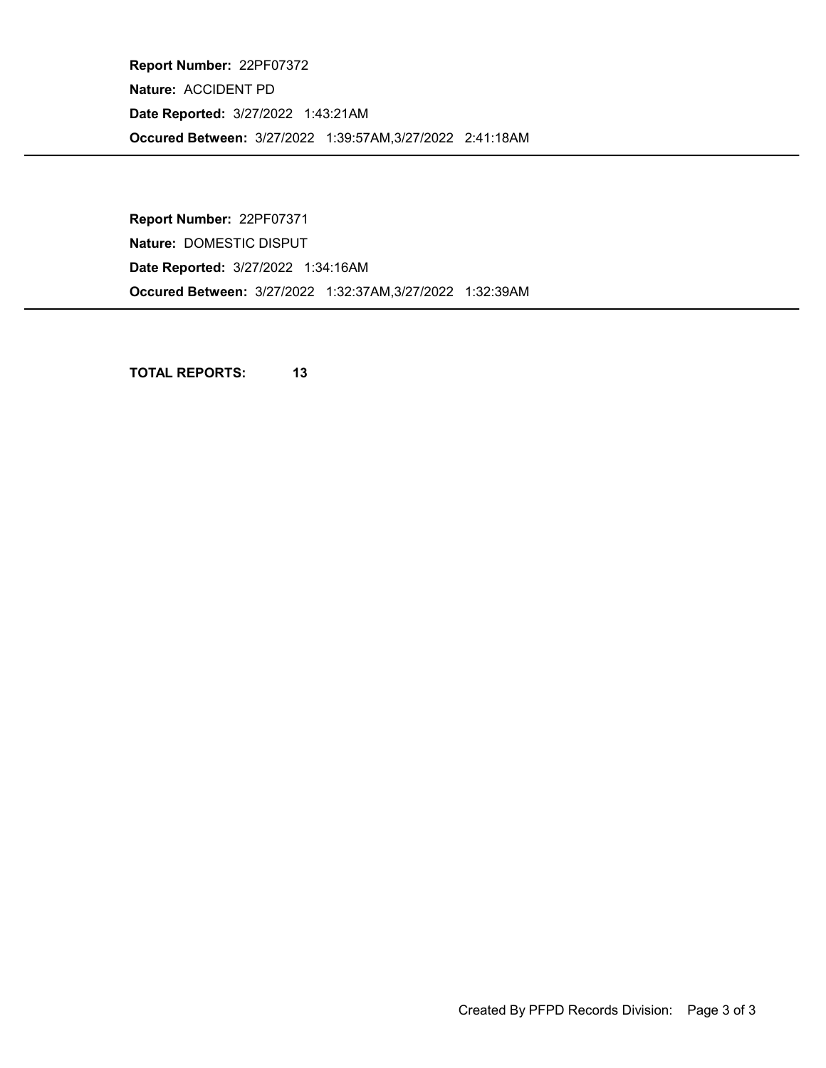**Report Number:** 22PF07372

**Nature:** ACCIDENT PD

**Date Reported:** 3/27/2022 1:43:21AM

**Occured Between:** 3/27/2022 1:39:57AM,3/27/2022 2:41:18AM

---

**Report Number:** 22PF07371

**Nature:** DOMESTIC DISPUT

**Date Reported:** 3/27/2022 1:34:16AM

**Occured Between:** 3/27/2022 1:32:37AM,3/27/2022 1:32:39AM

---

**TOTAL REPORTS: 13**

Created By PFPD Records Division: